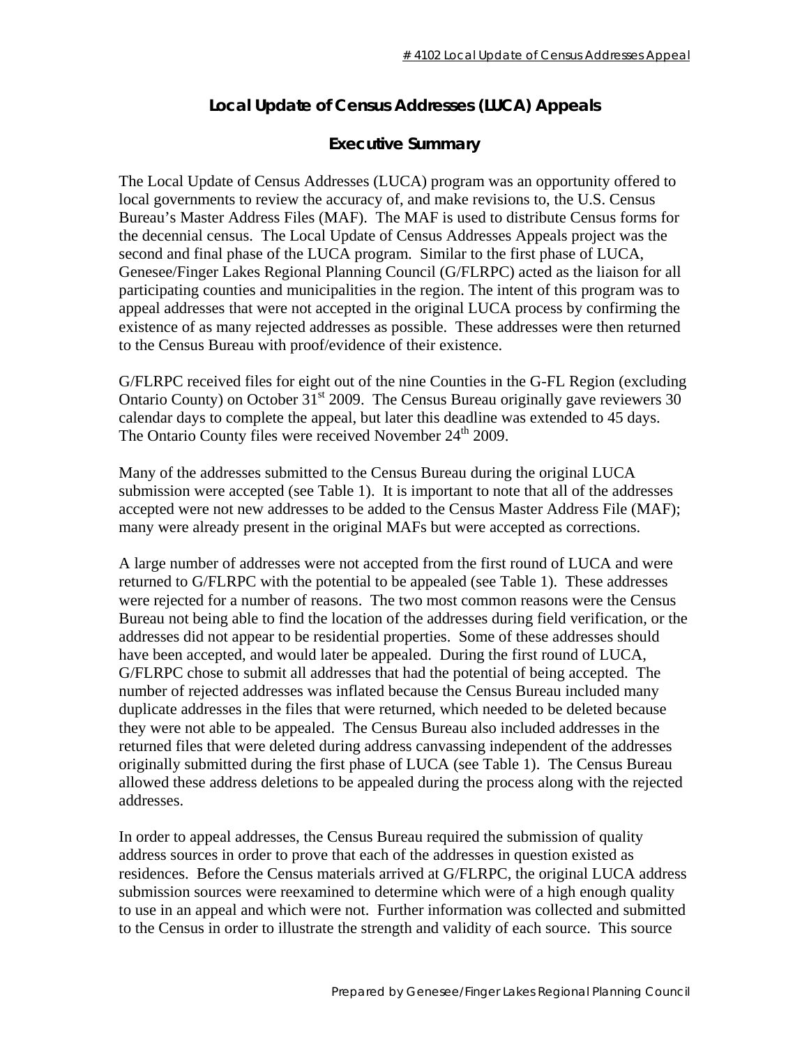# Local Update of Census Addresses (LUCA) Appeals

## Executive Summary

The Local Update of Census Addresses (LUCA) program was an opportunity offered to local governments to review the accuracy of, and make revisions to, the U.S. Census Bureau's Master Address Files (MAF). The MAF is used to distribute Census forms for the decennial census. The Local Update of Census Addresses Appeals project was the second and final phase of the LUCA program. Similar to the first phase of LUCA, Genesee/Finger Lakes Regional Planning Council (G/FLRPC) acted as the liaison for all participating counties and municipalities in the region. The intent of this program was to appeal addresses that were not accepted in the original LUCA process by confirming the existence of as many rejected addresses as possible. These addresses were then returned to the Census Bureau with proof/evidence of their existence.

G/FLRPC received files for eight out of the nine Counties in the G-FL Region (excluding Ontario County) on October 31st 2009. The Census Bureau originally gave reviewers 30 calendar days to complete the appeal, but later this deadline was extended to 45 days. The Ontario County files were received November 24th 2009.

Many of the addresses submitted to the Census Bureau during the original LUCA submission were accepted (see Table 1). It is important to note that all of the addresses accepted were not new addresses to be added to the Census Master Address File (MAF); many were already present in the original MAFs but were accepted as corrections.

A large number of addresses were not accepted from the first round of LUCA and were returned to G/FLRPC with the potential to be appealed (see Table 1). These addresses were rejected for a number of reasons. The two most common reasons were the Census Bureau not being able to find the location of the addresses during field verification, or the addresses did not appear to be residential properties. Some of these addresses should have been accepted, and would later be appealed. During the first round of LUCA, G/FLRPC chose to submit all addresses that had the potential of being accepted. The number of rejected addresses was inflated because the Census Bureau included many duplicate addresses in the files that were returned, which needed to be deleted because they were not able to be appealed. The Census Bureau also included addresses in the returned files that were deleted during address canvassing independent of the addresses originally submitted during the first phase of LUCA (see Table 1). The Census Bureau allowed these address deletions to be appealed during the process along with the rejected addresses.

In order to appeal addresses, the Census Bureau required the submission of quality address sources in order to prove that each of the addresses in question existed as residences. Before the Census materials arrived at G/FLRPC, the original LUCA address submission sources were reexamined to determine which were of a high enough quality to use in an appeal and which were not. Further information was collected and submitted to the Census in order to illustrate the strength and validity of each source. This source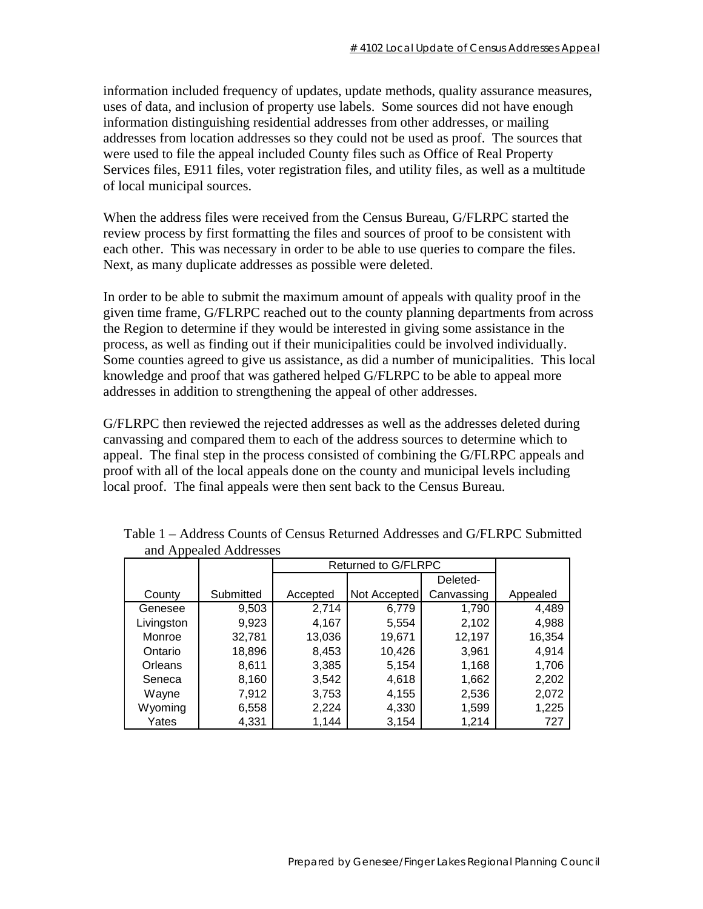information included frequency of updates, update methods, quality assurance measures, uses of data, and inclusion of property use labels. Some sources did not have enough information distinguishing residential addresses from other addresses, or mailing addresses from location addresses so they could not be used as proof. The sources that were used to file the appeal included County files such as Office of Real Property Services files, E911 files, voter registration files, and utility files, as well as a multitude of local municipal sources.

When the address files were received from the Census Bureau, G/FLRPC started the review process by first formatting the files and sources of proof to be consistent with each other. This was necessary in order to be able to use queries to compare the files. Next, as many duplicate addresses as possible were deleted.

In order to be able to submit the maximum amount of appeals with quality proof in the given time frame, G/FLRPC reached out to the county planning departments from across the Region to determine if they would be interested in giving some assistance in the process, as well as finding out if their municipalities could be involved individually. Some counties agreed to give us assistance, as did a number of municipalities. This local knowledge and proof that was gathered helped G/FLRPC to be able to appeal more addresses in addition to strengthening the appeal of other addresses.

G/FLRPC then reviewed the rejected addresses as well as the addresses deleted during canvassing and compared them to each of the address sources to determine which to appeal. The final step in the process consisted of combining the G/FLRPC appeals and proof with all of the local appeals done on the county and municipal levels including local proof. The final appeals were then sent back to the Census Bureau.

Table 1 – Address Counts of Census Returned Addresses and G/FLRPC Submitted and Appealed Addresses

| | | Returned to G/FLRPC | | | |
|---|---|---|---|---|---|
| County | Submitted | Accepted | Not Accepted | Deleted-Canvassing | Appealed |
| Genesee | 9,503 | 2,714 | 6,779 | 1,790 | 4,489 |
| Livingston | 9,923 | 4,167 | 5,554 | 2,102 | 4,988 |
| Monroe | 32,781 | 13,036 | 19,671 | 12,197 | 16,354 |
| Ontario | 18,896 | 8,453 | 10,426 | 3,961 | 4,914 |
| Orleans | 8,611 | 3,385 | 5,154 | 1,168 | 1,706 |
| Seneca | 8,160 | 3,542 | 4,618 | 1,662 | 2,202 |
| Wayne | 7,912 | 3,753 | 4,155 | 2,536 | 2,072 |
| Wyoming | 6,558 | 2,224 | 4,330 | 1,599 | 1,225 |
| Yates | 4,331 | 1,144 | 3,154 | 1,214 | 727 |